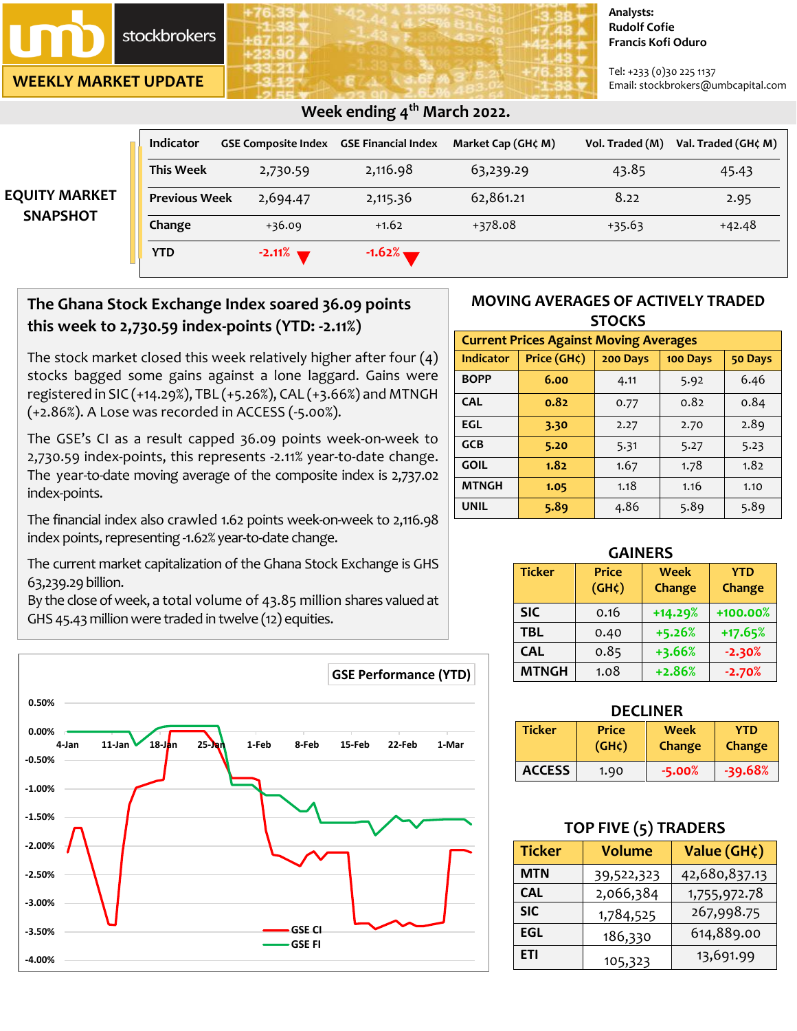umb stockbrokers

**WEEKLY MARKET UPDATE**

Analysts:
Rudolf Cofie
Francis Kofi Oduro

Tel: +233 (0)30 225 1137
Email: stockbrokers@umbcapital.com

## Week ending 4th March 2022.

### EQUITY MARKET SNAPSHOT

| Indicator | GSE Composite Index | GSE Financial Index | Market Cap (GH¢ M) | Vol. Traded (M) | Val. Traded (GH¢ M) |
|---|---|---|---|---|---|
| This Week | 2,730.59 | 2,116.98 | 63,239.29 | 43.85 | 45.43 |
| Previous Week | 2,694.47 | 2,115.36 | 62,861.21 | 8.22 | 2.95 |
| Change | +36.09 | +1.62 | +378.08 | +35.63 | +42.48 |
| YTD | -2.11% ▼ | -1.62% ▼ | | | |

## The Ghana Stock Exchange Index soared 36.09 points this week to 2,730.59 index-points (YTD: -2.11%)

The stock market closed this week relatively higher after four (4) stocks bagged some gains against a lone laggard. Gains were registered in SIC (+14.29%), TBL (+5.26%), CAL (+3.66%) and MTNGH (+2.86%). A Lose was recorded in ACCESS (-5.00%).

The GSE's CI as a result capped 36.09 points week-on-week to 2,730.59 index-points, this represents -2.11% year-to-date change. The year-to-date moving average of the composite index is 2,737.02 index-points.

The financial index also crawled 1.62 points week-on-week to 2,116.98 index points, representing -1.62% year-to-date change.

The current market capitalization of the Ghana Stock Exchange is GHS 63,239.29 billion.
By the close of week, a total volume of 43.85 million shares valued at GHS 45.43 million were traded in twelve (12) equities.

GSE Performance (YTD)

0.50%
0.00%
-0.50%
-1.00%
-1.50%
-2.00%
-2.50%
-3.00%
-3.50%
-4.00%

4-Jan 11-Jan 18-Jan 25-Jan 1-Feb 8-Feb 15-Feb 22-Feb 1-Mar

GSE CI
GSE FI

### MOVING AVERAGES OF ACTIVELY TRADED STOCKS

| Current Prices Against Moving Averages | | | | |
|---|---|---|---|---|
| Indicator | Price (GH¢) | 200 Days | 100 Days | 50 Days |
| BOPP | 6.00 | 4.11 | 5.92 | 6.46 |
| CAL | 0.82 | 0.77 | 0.82 | 0.84 |
| EGL | 3.30 | 2.27 | 2.70 | 2.89 |
| GCB | 5.20 | 5.31 | 5.27 | 5.23 |
| GOIL | 1.82 | 1.67 | 1.78 | 1.82 |
| MTNGH | 1.05 | 1.18 | 1.16 | 1.10 |
| UNIL | 5.89 | 4.86 | 5.89 | 5.89 |

### GAINERS

| Ticker | Price (GH¢) | Week Change | YTD Change |
|---|---|---|---|
| SIC | 0.16 | +14.29% | +100.00% |
| TBL | 0.40 | +5.26% | +17.65% |
| CAL | 0.85 | +3.66% | -2.30% |
| MTNGH | 1.08 | +2.86% | -2.70% |

### DECLINER

| Ticker | Price (GH¢) | Week Change | YTD Change |
|---|---|---|---|
| ACCESS | 1.90 | -5.00% | -39.68% |

### TOP FIVE (5) TRADERS

| Ticker | Volume | Value (GH¢) |
|---|---|---|
| MTN | 39,522,323 | 42,680,837.13 |
| CAL | 2,066,384 | 1,755,972.78 |
| SIC | 1,784,525 | 267,998.75 |
| EGL | 186,330 | 614,889.00 |
| ETI | 105,323 | 13,691.99 |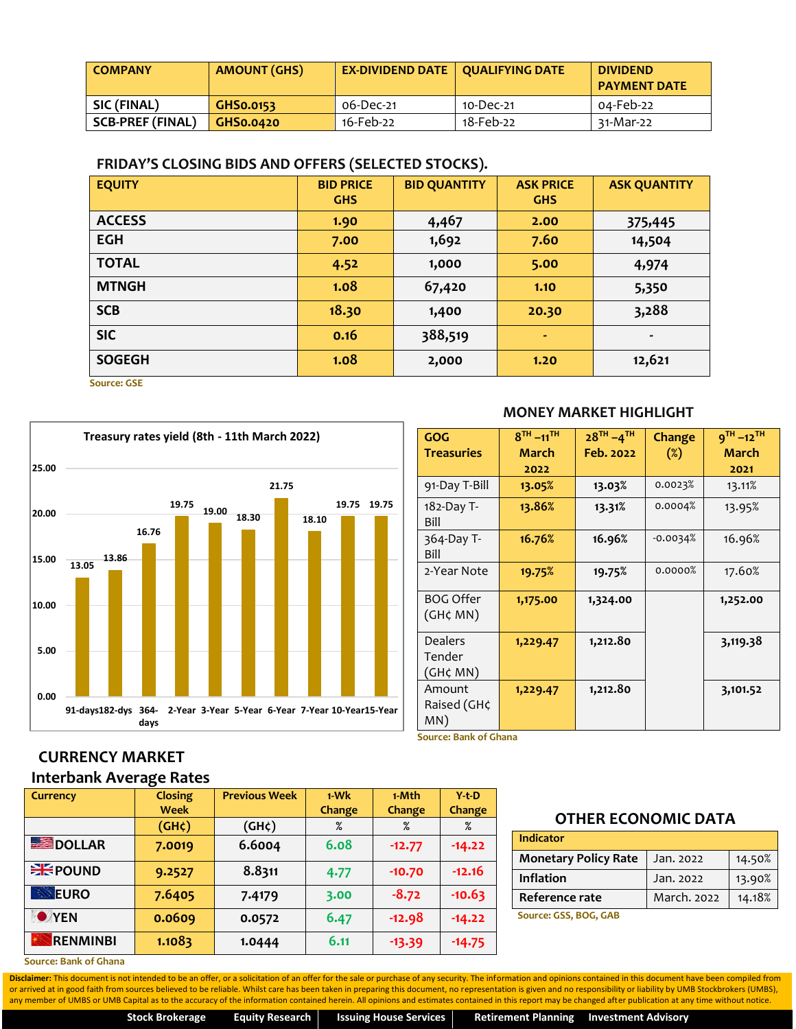| COMPANY | AMOUNT (GHS) | EX-DIVIDEND DATE | QUALIFYING DATE | DIVIDEND PAYMENT DATE |
|---|---|---|---|---|
| SIC (FINAL) | GHS0.0153 | 06-Dec-21 | 10-Dec-21 | 04-Feb-22 |
| SCB-PREF (FINAL) | GHS0.0420 | 16-Feb-22 | 18-Feb-22 | 31-Mar-22 |

## FRIDAY'S CLOSING BIDS AND OFFERS (SELECTED STOCKS).

| EQUITY | BID PRICE GHS | BID QUANTITY | ASK PRICE GHS | ASK QUANTITY |
|---|---|---|---|---|
| ACCESS | 1.90 | 4,467 | 2.00 | 375,445 |
| EGH | 7.00 | 1,692 | 7.60 | 14,504 |
| TOTAL | 4.52 | 1,000 | 5.00 | 4,974 |
| MTNGH | 1.08 | 67,420 | 1.10 | 5,350 |
| SCB | 18.30 | 1,400 | 20.30 | 3,288 |
| SIC | 0.16 | 388,519 | - | - |
| SOGEGH | 1.08 | 2,000 | 1.20 | 12,621 |

Source: GSE

Treasury rates yield (8th - 11th March 2022)

25.00
20.00
15.00
10.00
5.00
0.00

13.05 13.86 16.76 19.75 19.00 18.30 21.75 18.10 19.75 19.75

91-days 182-dys 364-days 2-Year 3-Year 5-Year 6-Year 7-Year 10-Year 15-Year

## MONEY MARKET HIGHLIGHT

| GOG Treasuries | 8TH –11TH March 2022 | 28TH –4TH Feb. 2022 | Change (%) | 9TH –12TH March 2021 |
|---|---|---|---|---|
| 91-Day T-Bill | 13.05% | 13.03% | 0.0023% | 13.11% |
| 182-Day T-Bill | 13.86% | 13.31% | 0.0004% | 13.95% |
| 364-Day T-Bill | 16.76% | 16.96% | -0.0034% | 16.96% |
| 2-Year Note | 19.75% | 19.75% | 0.0000% | 17.60% |
| BOG Offer (GH¢ MN) | 1,175.00 | 1,324.00 | | 1,252.00 |
| Dealers Tender (GH¢ MN) | 1,229.47 | 1,212.80 | | 3,119.38 |
| Amount Raised (GH¢ MN) | 1,229.47 | 1,212.80 | | 3,101.52 |

Source: Bank of Ghana

## CURRENCY MARKET

### Interbank Average Rates

| Currency | Closing Week | Previous Week | 1-Wk Change | 1-Mth Change | Y-t-D Change |
|---|---|---|---|---|---|
| | (GH¢) | (GH¢) | % | % | % |
| DOLLAR | 7.0019 | 6.6004 | 6.08 | -12.77 | -14.22 |
| POUND | 9.2527 | 8.8311 | 4.77 | -10.70 | -12.16 |
| EURO | 7.6405 | 7.4179 | 3.00 | -8.72 | -10.63 |
| YEN | 0.0609 | 0.0572 | 6.47 | -12.98 | -14.22 |
| RENMINBI | 1.1083 | 1.0444 | 6.11 | -13.39 | -14.75 |

Source: Bank of Ghana

## OTHER ECONOMIC DATA

| Indicator | | |
|---|---|---|
| Monetary Policy Rate | Jan. 2022 | 14.50% |
| Inflation | Jan. 2022 | 13.90% |
| Reference rate | March. 2022 | 14.18% |

Source: GSS, BOG, GAB

**Disclaimer:** This document is not intended to be an offer, or a solicitation of an offer for the sale or purchase of any security. The information and opinions contained in this document have been compiled from or arrived at in good faith from sources believed to be reliable. Whilst care has been taken in preparing this document, no representation is given and no responsibility or liability by UMB Stockbrokers (UMBS), any member of UMBS or UMB Capital as to the accuracy of the information contained herein. All opinions and estimates contained in this report may be changed after publication at any time without notice.

Stock Brokerage | Equity Research | Issuing House Services | Retirement Planning | Investment Advisory